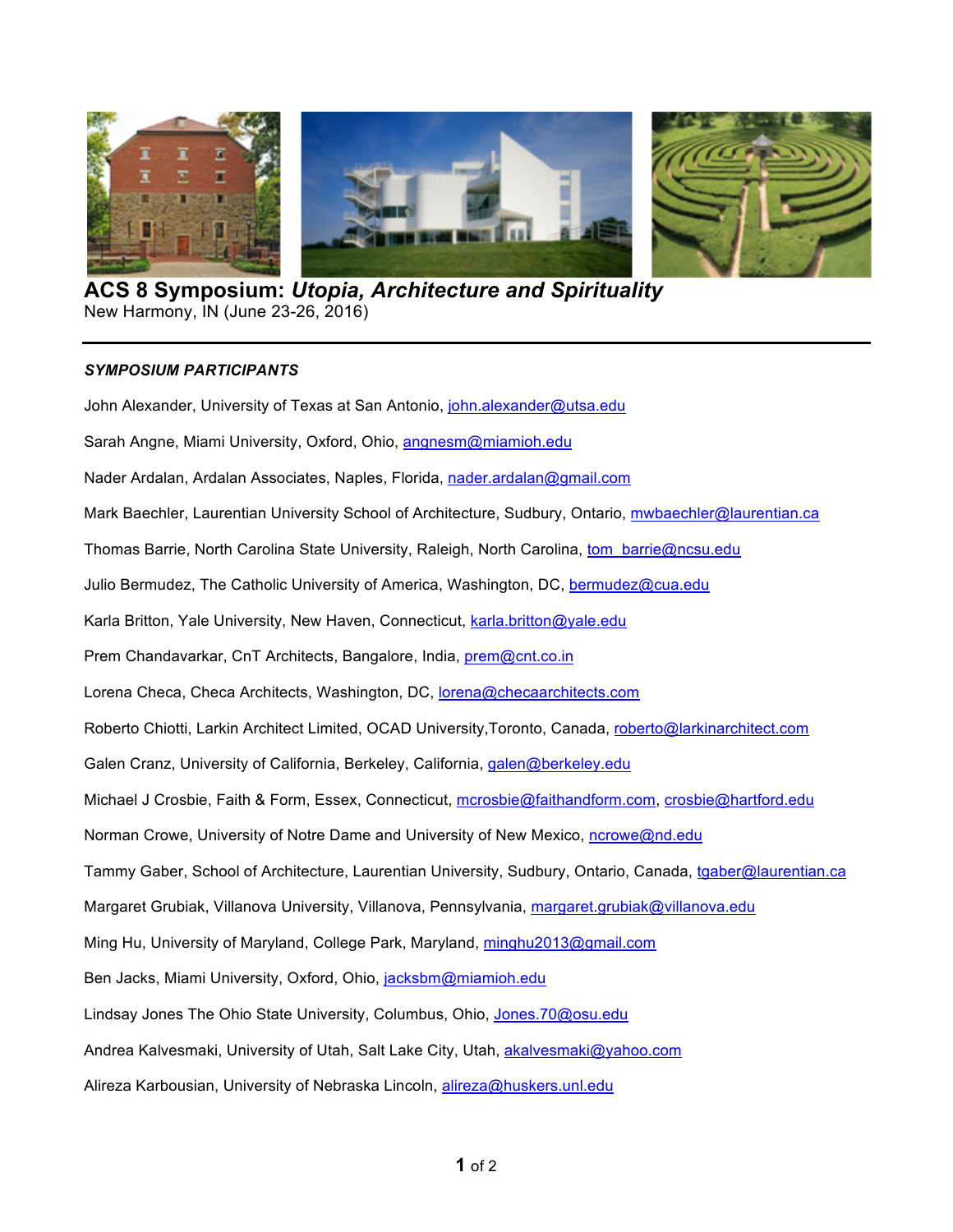# ACS 8 Symposium: *Utopia, Architecture and Spirituality*

New Harmony, IN (June 23-26, 2016)

---

### *SYMPOSIUM PARTICIPANTS*

John Alexander, University of Texas at San Antonio, john.alexander@utsa.edu

Sarah Angne, Miami University, Oxford, Ohio, angnesm@miamioh.edu

Nader Ardalan, Ardalan Associates, Naples, Florida, nader.ardalan@gmail.com

Mark Baechler, Laurentian University School of Architecture, Sudbury, Ontario, mwbaechler@laurentian.ca

Thomas Barrie, North Carolina State University, Raleigh, North Carolina, tom_barrie@ncsu.edu

Julio Bermudez, The Catholic University of America, Washington, DC, bermudez@cua.edu

Karla Britton, Yale University, New Haven, Connecticut, karla.britton@yale.edu

Prem Chandavarkar, CnT Architects, Bangalore, India, prem@cnt.co.in

Lorena Checa, Checa Architects, Washington, DC, lorena@checaarchitects.com

Roberto Chiotti, Larkin Architect Limited, OCAD University,Toronto, Canada, roberto@larkinarchitect.com

Galen Cranz, University of California, Berkeley, California, galen@berkeley.edu

Michael J Crosbie, Faith & Form, Essex, Connecticut, mcrosbie@faithandform.com, crosbie@hartford.edu

Norman Crowe, University of Notre Dame and University of New Mexico, ncrowe@nd.edu

Tammy Gaber, School of Architecture, Laurentian University, Sudbury, Ontario, Canada, tgaber@laurentian.ca

Margaret Grubiak, Villanova University, Villanova, Pennsylvania, margaret.grubiak@villanova.edu

Ming Hu, University of Maryland, College Park, Maryland, minghu2013@gmail.com

Ben Jacks, Miami University, Oxford, Ohio, jacksbm@miamioh.edu

Lindsay Jones The Ohio State University, Columbus, Ohio, Jones.70@osu.edu

Andrea Kalvesmaki, University of Utah, Salt Lake City, Utah, akalvesmaki@yahoo.com

Alireza Karbousian, University of Nebraska Lincoln, alireza@huskers.unl.edu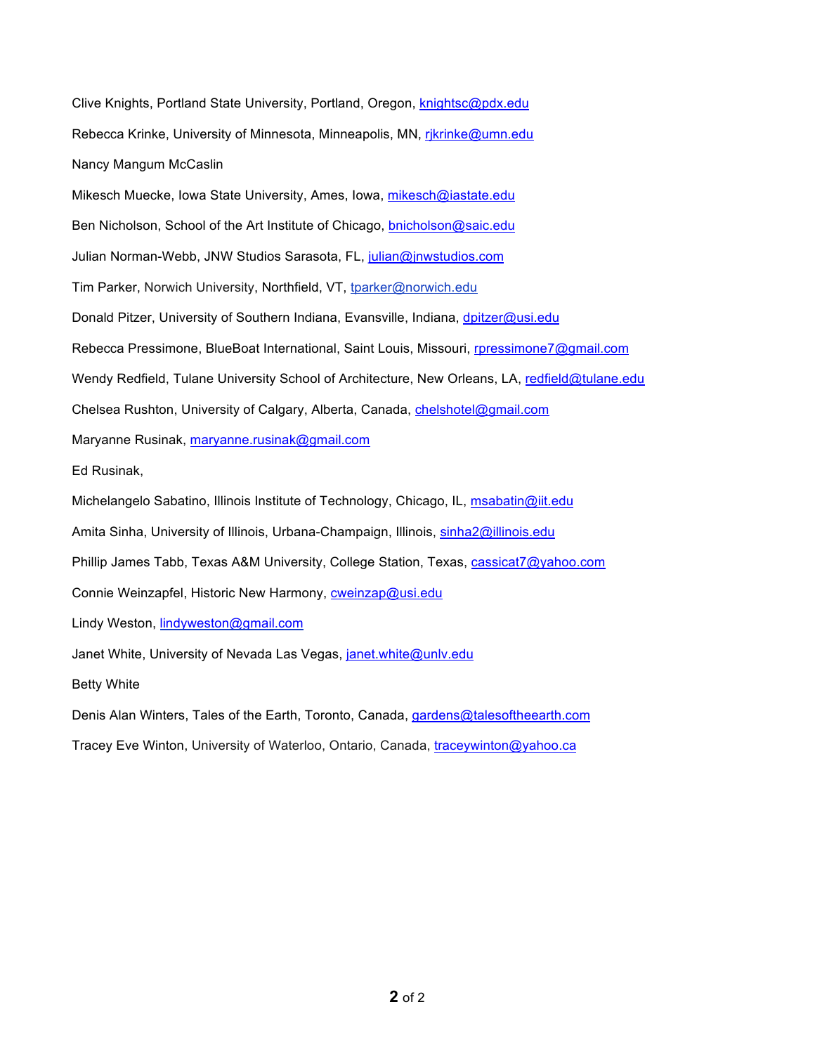Clive Knights, Portland State University, Portland, Oregon, knightsc@pdx.edu

Rebecca Krinke, University of Minnesota, Minneapolis, MN, rjkrinke@umn.edu

Nancy Mangum McCaslin

Mikesch Muecke, Iowa State University, Ames, Iowa, mikesch@iastate.edu

Ben Nicholson, School of the Art Institute of Chicago, bnicholson@saic.edu

Julian Norman-Webb, JNW Studios Sarasota, FL, julian@jnwstudios.com

Tim Parker, Norwich University, Northfield, VT, tparker@norwich.edu

Donald Pitzer, University of Southern Indiana, Evansville, Indiana, dpitzer@usi.edu

Rebecca Pressimone, BlueBoat International, Saint Louis, Missouri, rpressimone7@gmail.com

Wendy Redfield, Tulane University School of Architecture, New Orleans, LA, redfield@tulane.edu

Chelsea Rushton, University of Calgary, Alberta, Canada, chelshotel@gmail.com

Maryanne Rusinak, maryanne.rusinak@gmail.com

Ed Rusinak,

Michelangelo Sabatino, Illinois Institute of Technology, Chicago, IL, msabatin@iit.edu

Amita Sinha, University of Illinois, Urbana-Champaign, Illinois, sinha2@illinois.edu

Phillip James Tabb, Texas A&M University, College Station, Texas, cassicat7@yahoo.com

Connie Weinzapfel, Historic New Harmony, cweinzap@usi.edu

Lindy Weston, lindyweston@gmail.com

Janet White, University of Nevada Las Vegas, janet.white@unlv.edu

Betty White

Denis Alan Winters, Tales of the Earth, Toronto, Canada, gardens@talesoftheearth.com

Tracey Eve Winton, University of Waterloo, Ontario, Canada, traceywinton@yahoo.ca